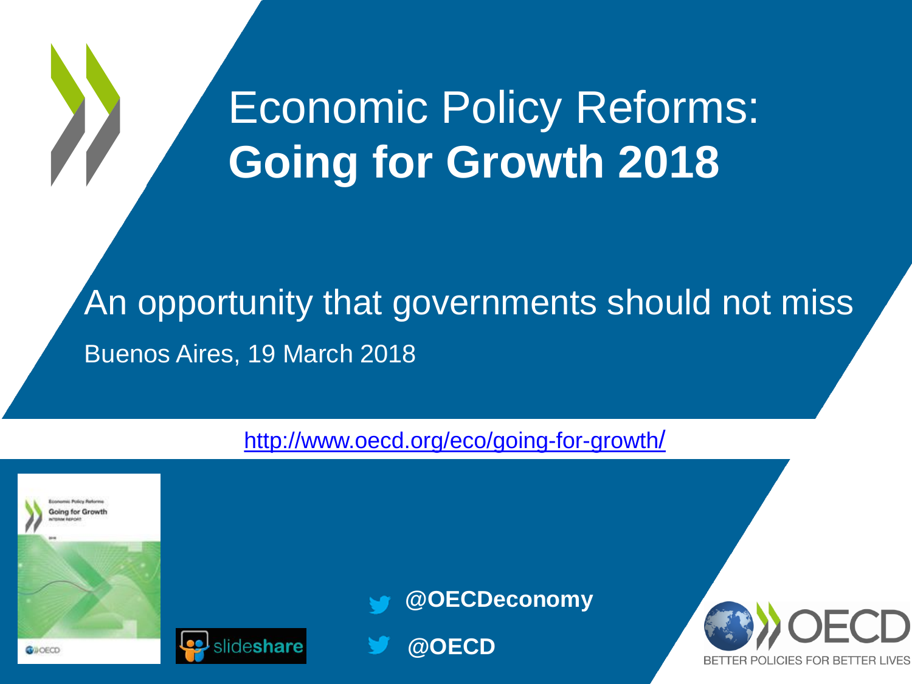# Economic Policy Reforms: **Going for Growth 2018**

## An opportunity that governments should not miss

Buenos Aires, 19 March 2018

http://www.oecd.org/eco/going-for-growth/

**@OECDeconomy**

**@OECD**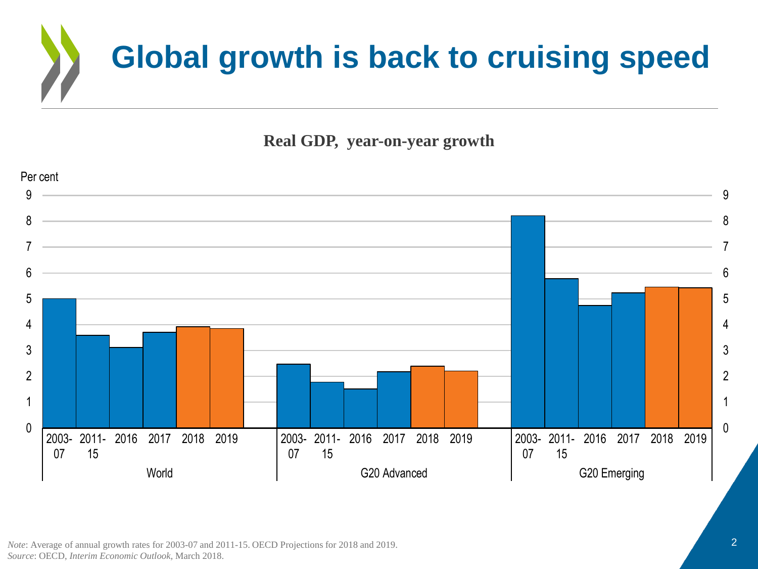# Global growth is back to cruising speed

**Real GDP, year-on-year growth**

Per cent

| | 2003-07 | 2011-15 | 2016 | 2017 | 2018 | 2019 |
|---|---|---|---|---|---|---|
| World | 5.0 | 3.6 | 3.1 | 3.7 | 3.9 | 3.9 |
| G20 Advanced | 2.5 | 1.8 | 1.5 | 2.2 | 2.4 | 2.2 |
| G20 Emerging | 8.2 | 5.8 | 4.7 | 5.2 | 5.5 | 5.4 |

*Note*: Average of annual growth rates for 2003-07 and 2011-15. OECD Projections for 2018 and 2019.
*Source*: OECD, *Interim Economic Outlook*, March 2018.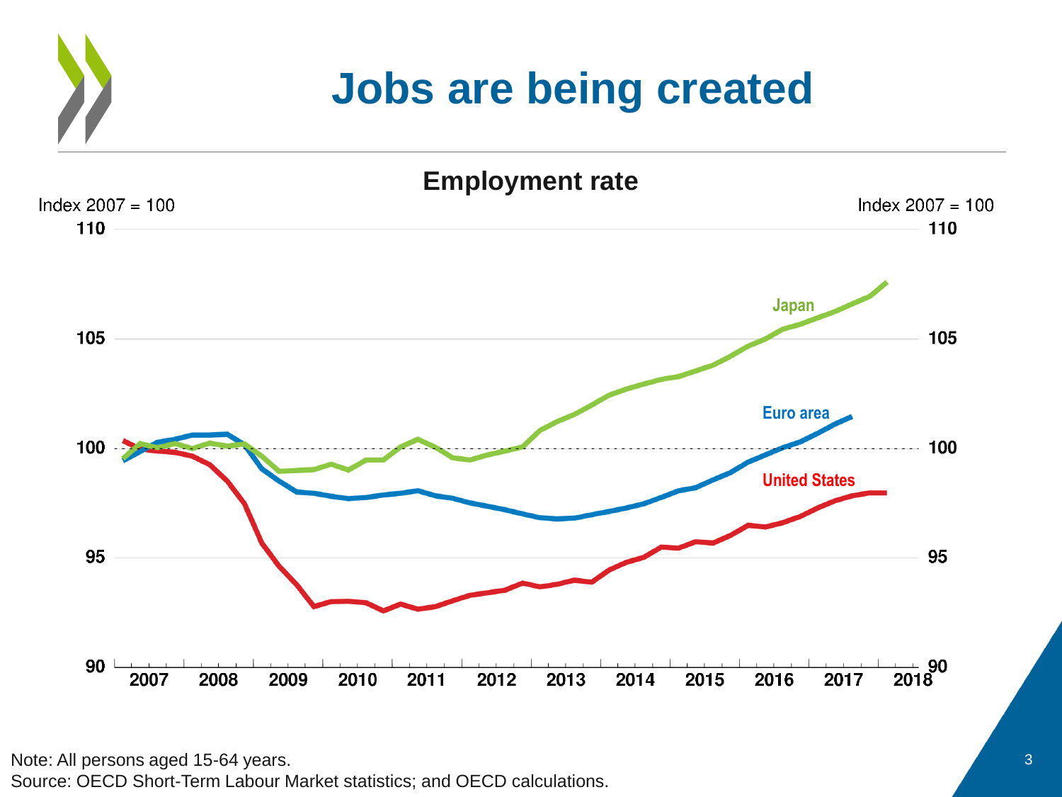# Jobs are being created

**Employment rate**

Index 2007 = 100

| | |
|---|---|
| 110 | |
| 105 | Japan |
| 100 | Euro area |
| 95 | United States |
| 90 | |

2007 2008 2009 2010 2011 2012 2013 2014 2015 2016 2017 2018

Note: All persons aged 15-64 years.
Source: OECD Short-Term Labour Market statistics; and OECD calculations.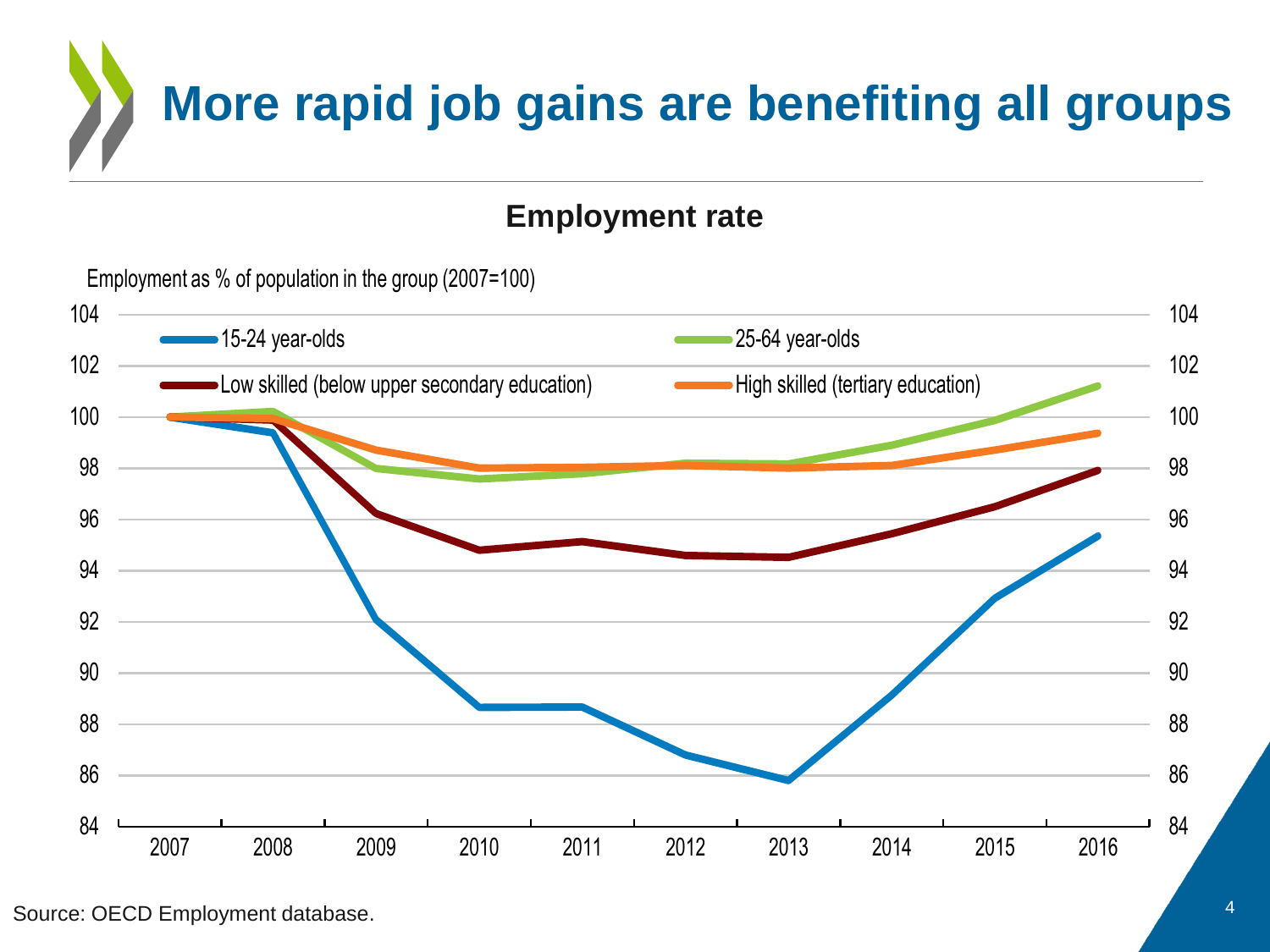# More rapid job gains are benefiting all groups

## Employment rate

Employment as % of population in the group (2007=100)

- 15-24 year-olds
- 25-64 year-olds
- Low skilled (below upper secondary education)
- High skilled (tertiary education)

Source: OECD Employment database.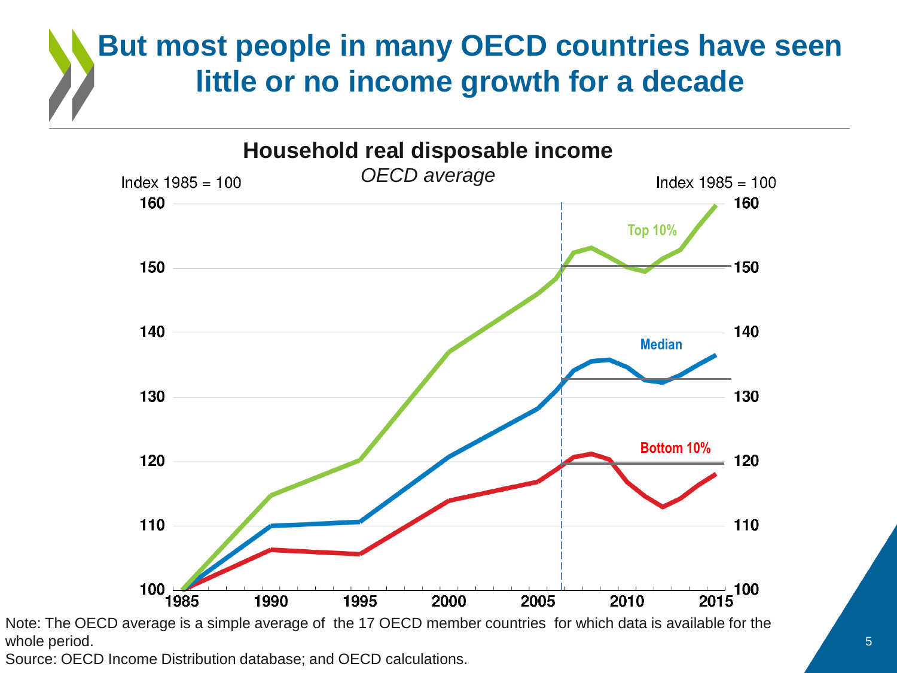# But most people in many OECD countries have seen little or no income growth for a decade

**Household real disposable income**

*OECD average*

Index 1985 = 100

Top 10%

Median

Bottom 10%

Note: The OECD average is a simple average of the 17 OECD member countries for which data is available for the whole period.

Source: OECD Income Distribution database; and OECD calculations.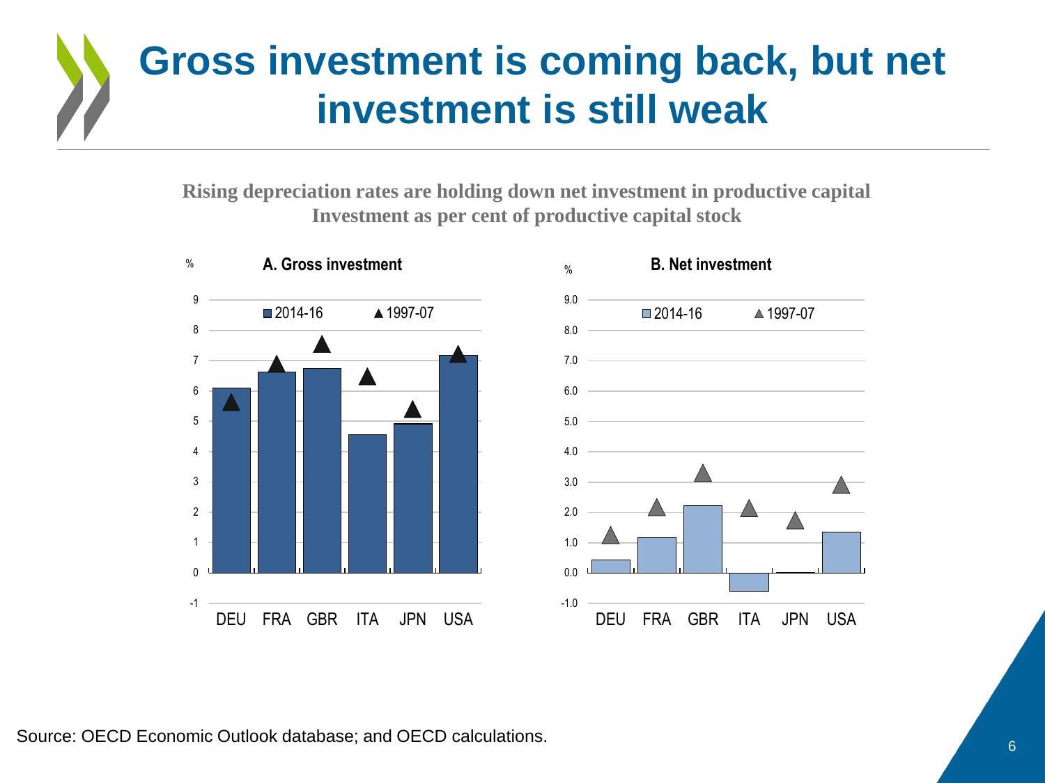# Gross investment is coming back, but net investment is still weak

**Rising depreciation rates are holding down net investment in productive capital**
**Investment as per cent of productive capital stock**

**A. Gross investment**

%

■ 2014-16 ▲ 1997-07

Countries: DEU, FRA, GBR, ITA, JPN, USA

**B. Net investment**

%

■ 2014-16 ▲ 1997-07

Countries: DEU, FRA, GBR, ITA, JPN, USA

Source: OECD Economic Outlook database; and OECD calculations.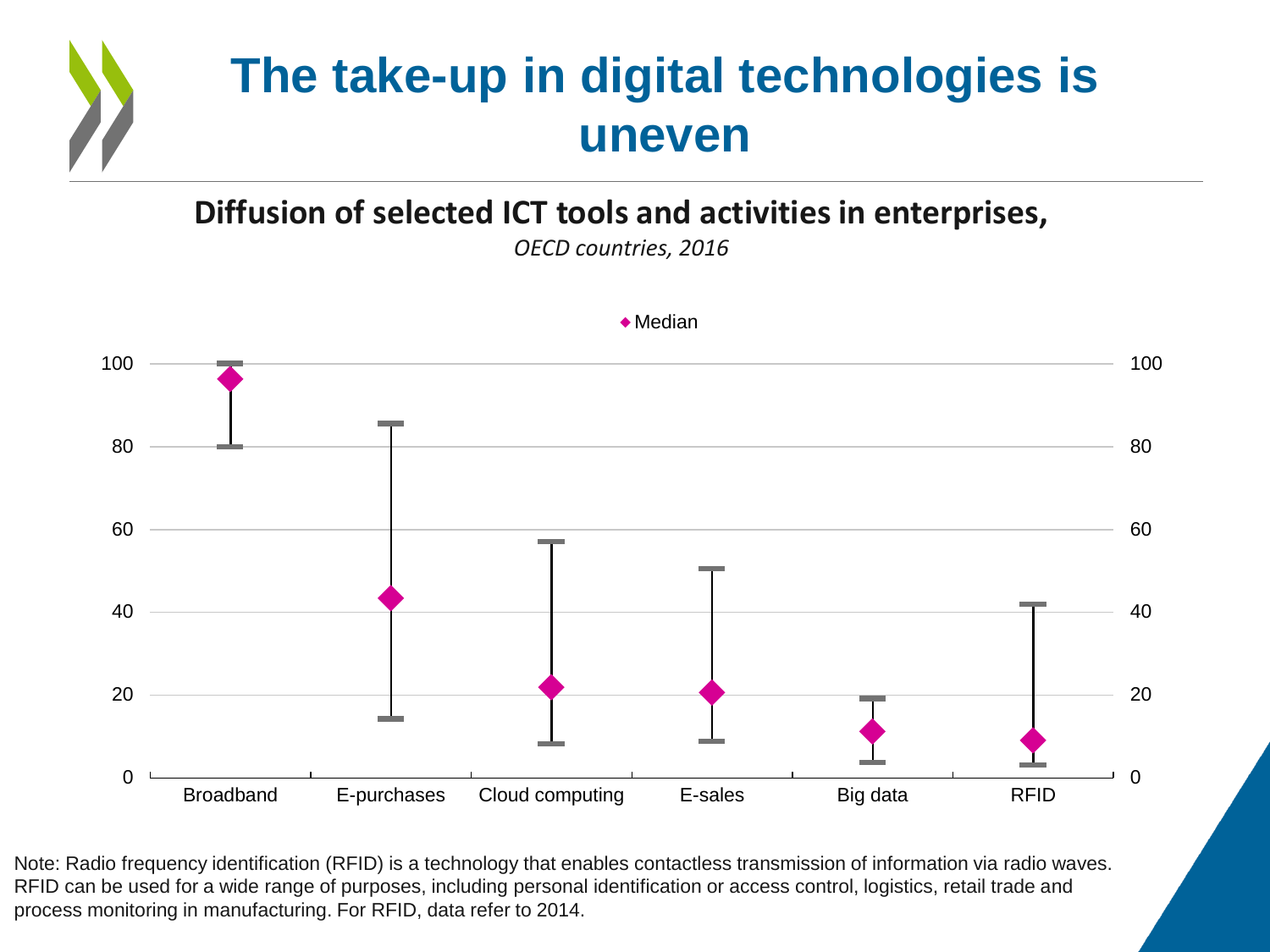# The take-up in digital technologies is uneven

**Diffusion of selected ICT tools and activities in enterprises,**

*OECD countries, 2016*

◆ Median

| | Broadband | E-purchases | Cloud computing | E-sales | Big data | RFID |
|---|---|---|---|---|---|---|

Note: Radio frequency identification (RFID) is a technology that enables contactless transmission of information via radio waves. RFID can be used for a wide range of purposes, including personal identification or access control, logistics, retail trade and process monitoring in manufacturing. For RFID, data refer to 2014.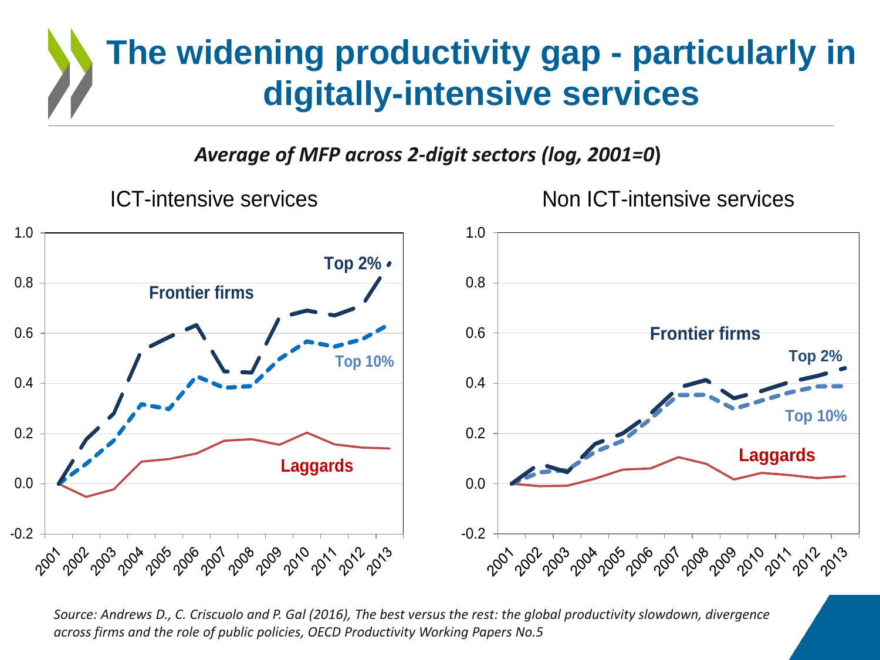# The widening productivity gap - particularly in digitally-intensive services

***Average of MFP across 2-digit sectors (log, 2001=0)***

ICT-intensive services

Non ICT-intensive services

*Source: Andrews D., C. Criscuolo and P. Gal (2016), The best versus the rest: the global productivity slowdown, divergence across firms and the role of public policies, OECD Productivity Working Papers No.5*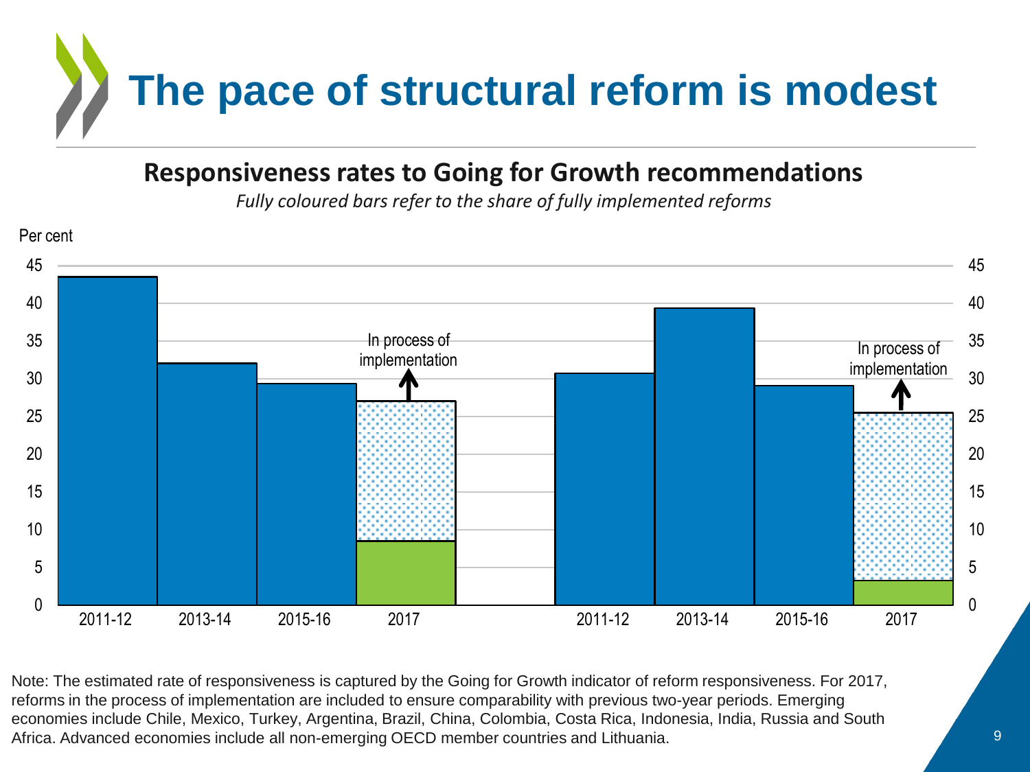# The pace of structural reform is modest

## Responsiveness rates to Going for Growth recommendations

*Fully coloured bars refer to the share of fully implemented reforms*

Per cent

| | 2011-12 | 2013-14 | 2015-16 | 2017 |
|---|---|---|---|---|
| Left panel | 43.5 | 32 | 29.3 | 27 (In process of implementation); 8.5 fully implemented |
| Right panel | 30.6 | 39.3 | 29 | 25.4 (In process of implementation); 3.2 fully implemented |

Note: The estimated rate of responsiveness is captured by the Going for Growth indicator of reform responsiveness. For 2017, reforms in the process of implementation are included to ensure comparability with previous two-year periods. Emerging economies include Chile, Mexico, Turkey, Argentina, Brazil, China, Colombia, Costa Rica, Indonesia, India, Russia and South Africa. Advanced economies include all non-emerging OECD member countries and Lithuania.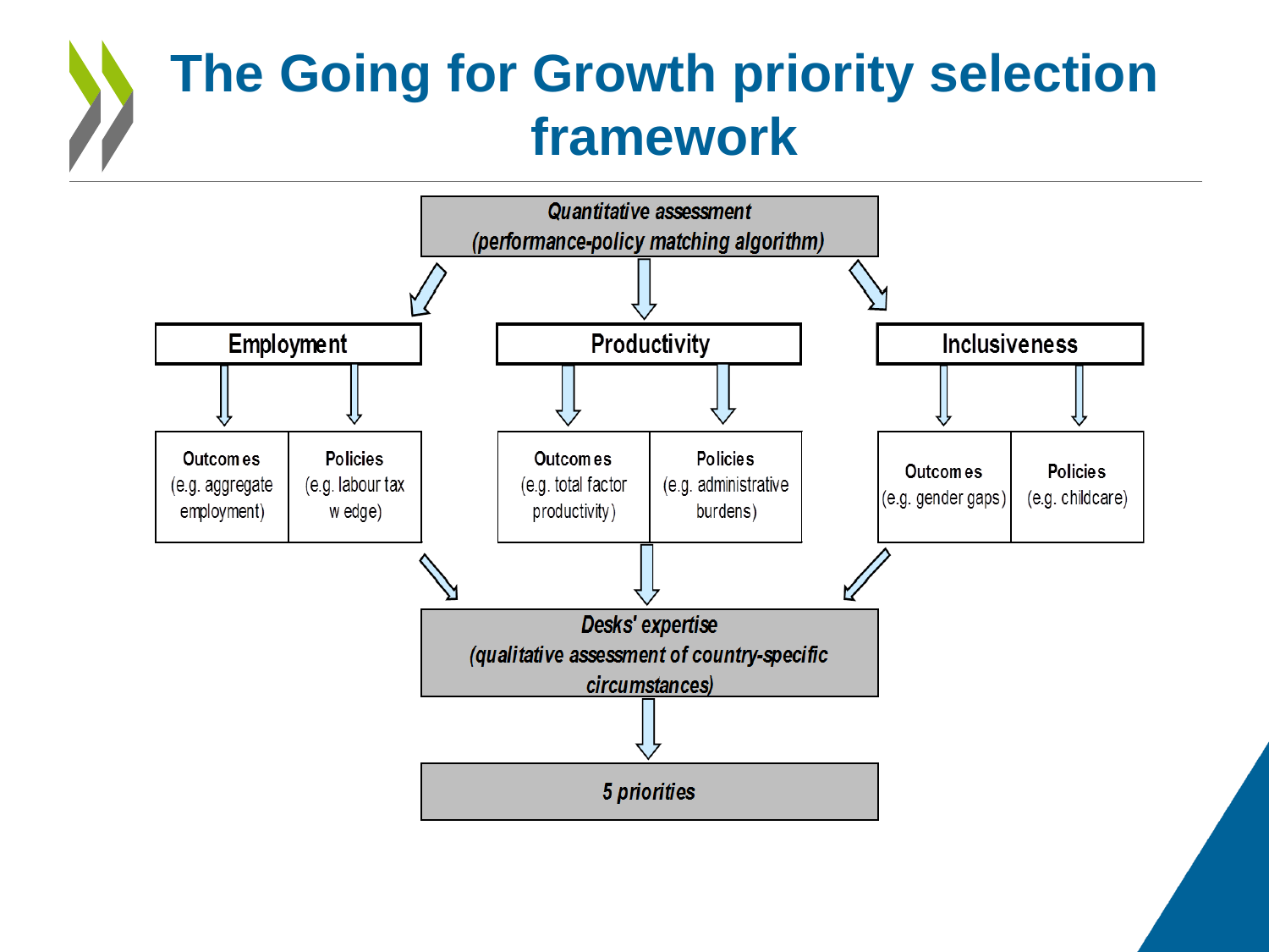# The Going for Growth priority selection framework

*Quantitative assessment*
*(performance-policy matching algorithm)*

**Employment**

- **Outcomes** (e.g. aggregate employment)
- **Policies** (e.g. labour tax wedge)

**Productivity**

- **Outcomes** (e.g. total factor productivity)
- **Policies** (e.g. administrative burdens)

**Inclusiveness**

- **Outcomes** (e.g. gender gaps)
- **Policies** (e.g. childcare)

*Desks' expertise*
*(qualitative assessment of country-specific circumstances)*

*5 priorities*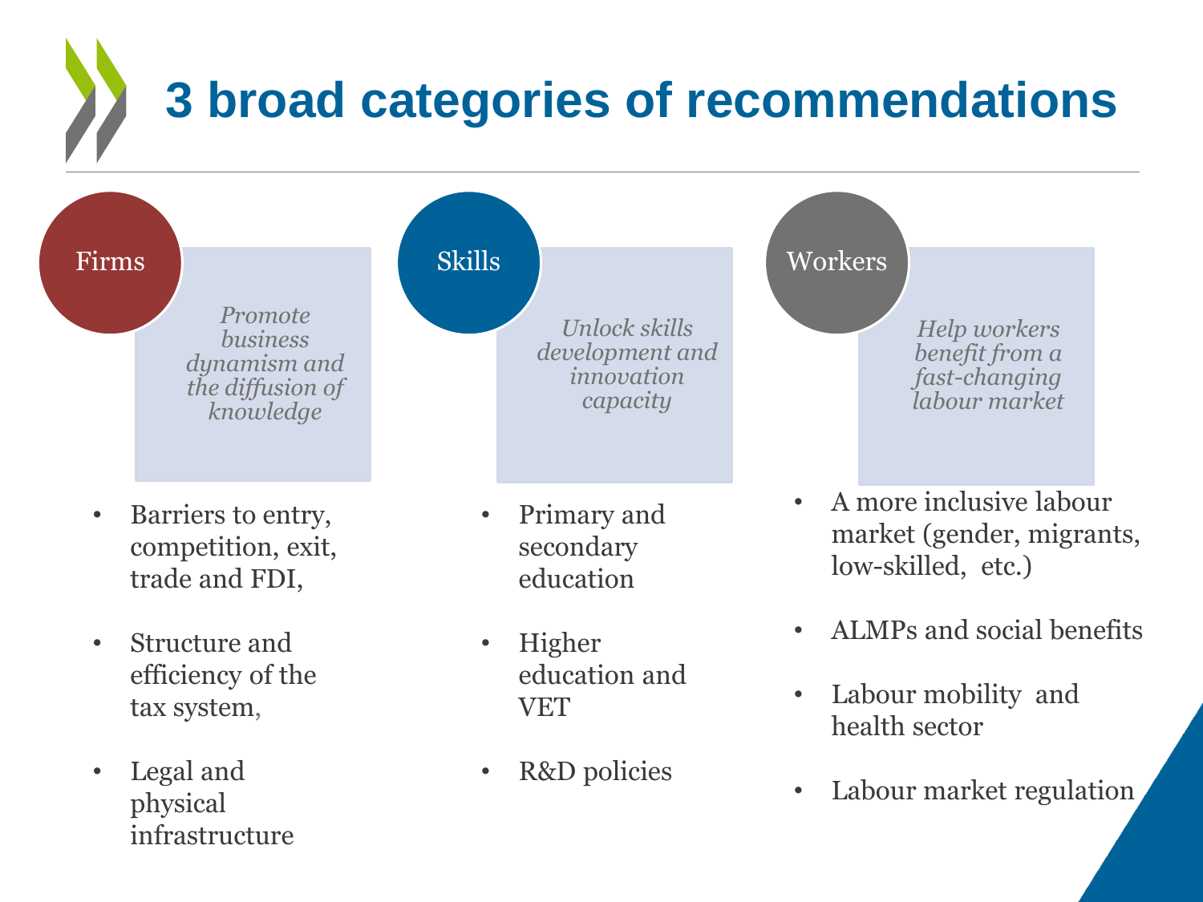# 3 broad categories of recommendations

## Firms

*Promote business dynamism and the diffusion of knowledge*

- Barriers to entry, competition, exit, trade and FDI,
- Structure and efficiency of the tax system,
- Legal and physical infrastructure

## Skills

*Unlock skills development and innovation capacity*

- Primary and secondary education
- Higher education and VET
- R&D policies

## Workers

*Help workers benefit from a fast-changing labour market*

- A more inclusive labour market (gender, migrants, low-skilled, etc.)
- ALMPs and social benefits
- Labour mobility and health sector
- Labour market regulation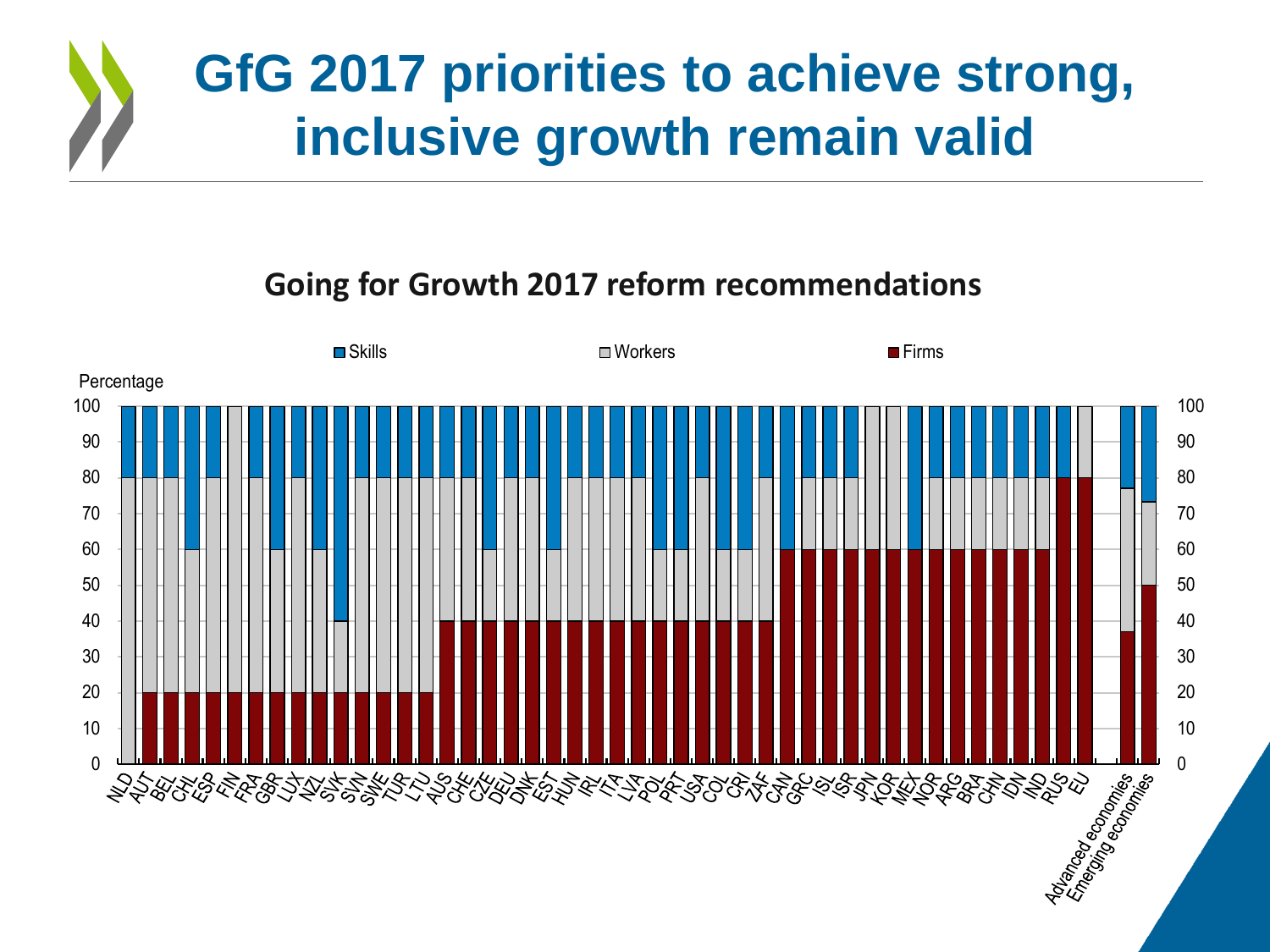# GfG 2017 priorities to achieve strong, inclusive growth remain valid

## Going for Growth 2017 reform recommendations

Skills Workers Firms

Percentage

| Country | Firms | Workers | Skills |
|---|---|---|---|
| NLD | 0 | 80 | 20 |
| AUT | 20 | 60 | 20 |
| BEL | 20 | 60 | 20 |
| CHL | 20 | 40 | 40 |
| ESP | 20 | 60 | 20 |
| FIN | 20 | 80 | 0 |
| FRA | 20 | 60 | 20 |
| GBR | 20 | 40 | 40 |
| LUX | 20 | 60 | 20 |
| NZL | 20 | 40 | 40 |
| SVK | 20 | 20 | 60 |
| SVN | 20 | 60 | 20 |
| SWE | 20 | 60 | 20 |
| TUR | 20 | 60 | 20 |
| LTU | 20 | 60 | 20 |
| AUS | 40 | 40 | 20 |
| CHE | 40 | 40 | 20 |
| CZE | 40 | 20 | 40 |
| DEU | 40 | 40 | 20 |
| DNK | 40 | 40 | 20 |
| EST | 40 | 20 | 40 |
| HUN | 40 | 40 | 20 |
| IRL | 40 | 40 | 20 |
| ITA | 40 | 40 | 20 |
| LVA | 40 | 40 | 20 |
| POL | 40 | 20 | 40 |
| PRT | 40 | 20 | 40 |
| USA | 40 | 40 | 20 |
| COL | 40 | 20 | 40 |
| CRI | 40 | 20 | 40 |
| ZAF | 40 | 40 | 20 |
| CAN | 60 | 0 | 40 |
| GRC | 60 | 20 | 20 |
| ISL | 60 | 20 | 20 |
| ISR | 60 | 20 | 20 |
| JPN | 60 | 40 | 0 |
| KOR | 60 | 40 | 0 |
| MEX | 60 | 0 | 40 |
| NOR | 60 | 20 | 20 |
| ARG | 60 | 20 | 20 |
| BRA | 60 | 20 | 20 |
| CHN | 60 | 20 | 20 |
| IDN | 60 | 20 | 20 |
| IND | 60 | 20 | 20 |
| RUS | 80 | 0 | 20 |
| EU | 80 | 20 | 0 |
| Advanced economies | 37 | 40 | 23 |
| Emerging economies | 50 | 23 | 27 |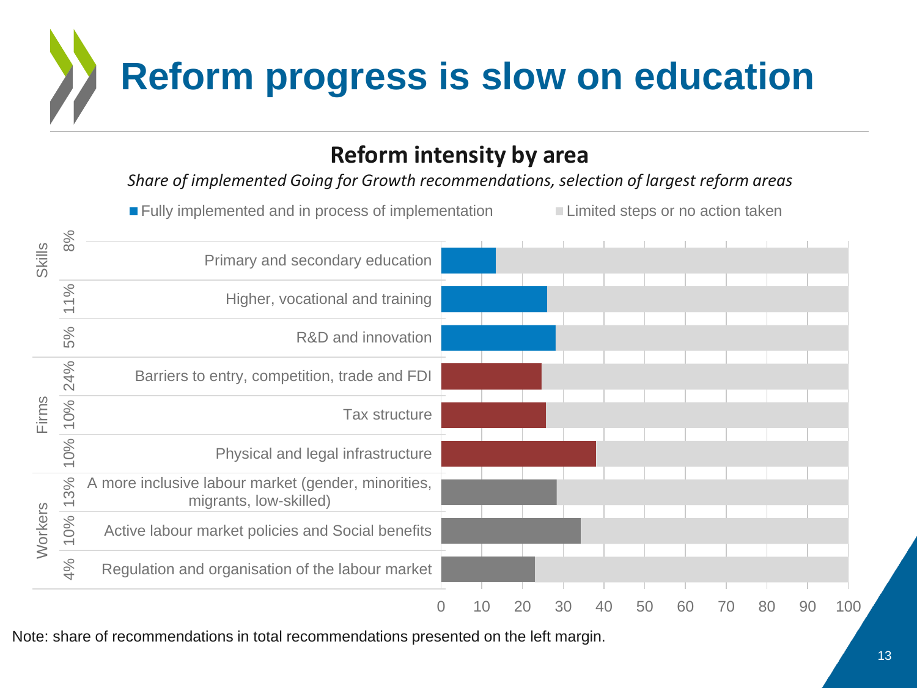# Reform progress is slow on education

## Reform intensity by area

*Share of implemented Going for Growth recommendations, selection of largest reform areas*

■ Fully implemented and in process of implementation ■ Limited steps or no action taken

| Group | Share | Area |
|---|---|---|
| Skills | 8% | Primary and secondary education |
| | 11% | Higher, vocational and training |
| | 5% | R&D and innovation |
| Firms | 24% | Barriers to entry, competition, trade and FDI |
| | 10% | Tax structure |
| | 10% | Physical and legal infrastructure |
| Workers | 13% | A more inclusive labour market (gender, minorities, migrants, low-skilled) |
| | 10% | Active labour market policies and Social benefits |
| | 4% | Regulation and organisation of the labour market |

Note: share of recommendations in total recommendations presented on the left margin.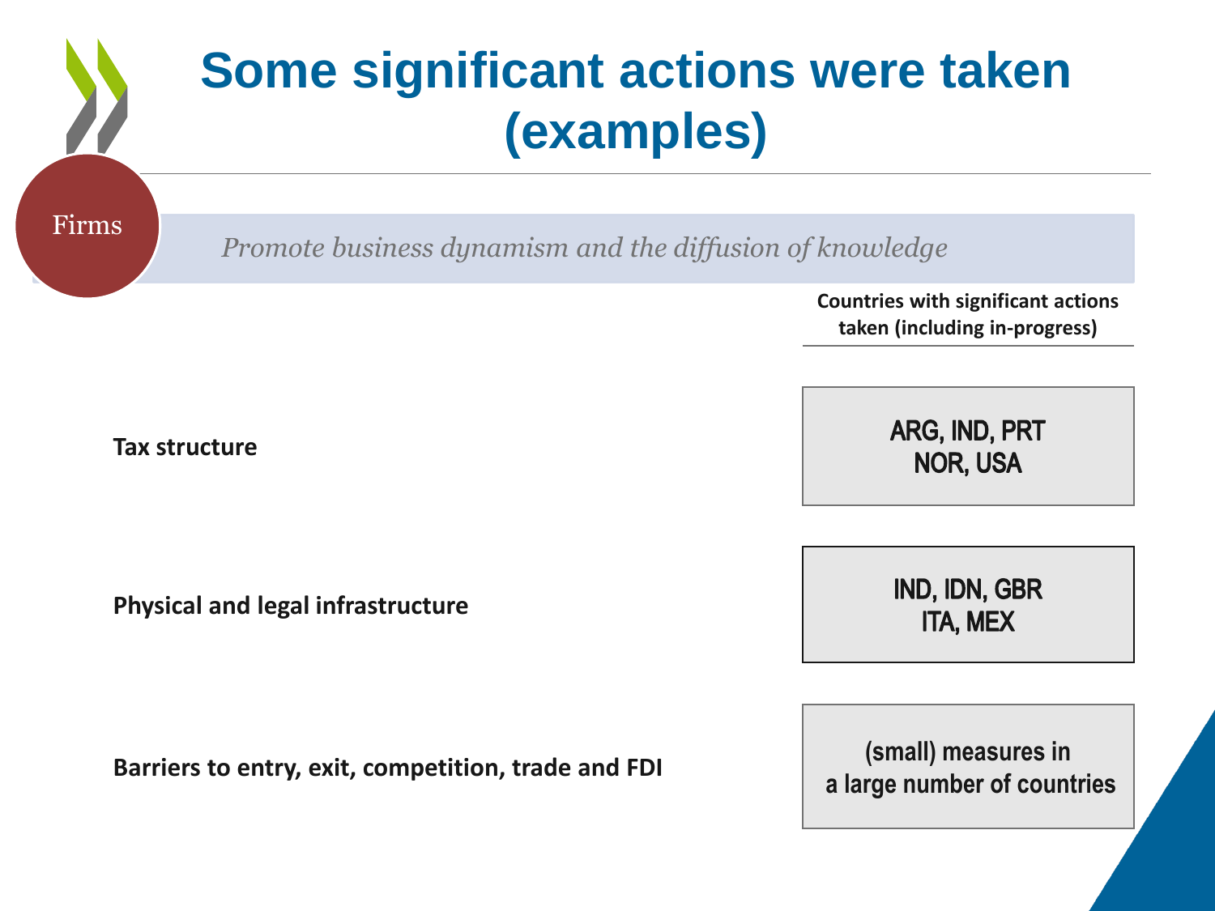# Some significant actions were taken (examples)

**Firms**

*Promote business dynamism and the diffusion of knowledge*

| | Countries with significant actions taken (including in-progress) |
|---|---|
| **Tax structure** | ARG, IND, PRT<br>NOR, USA |
| **Physical and legal infrastructure** | IND, IDN, GBR<br>ITA, MEX |
| **Barriers to entry, exit, competition, trade and FDI** | (small) measures in a large number of countries |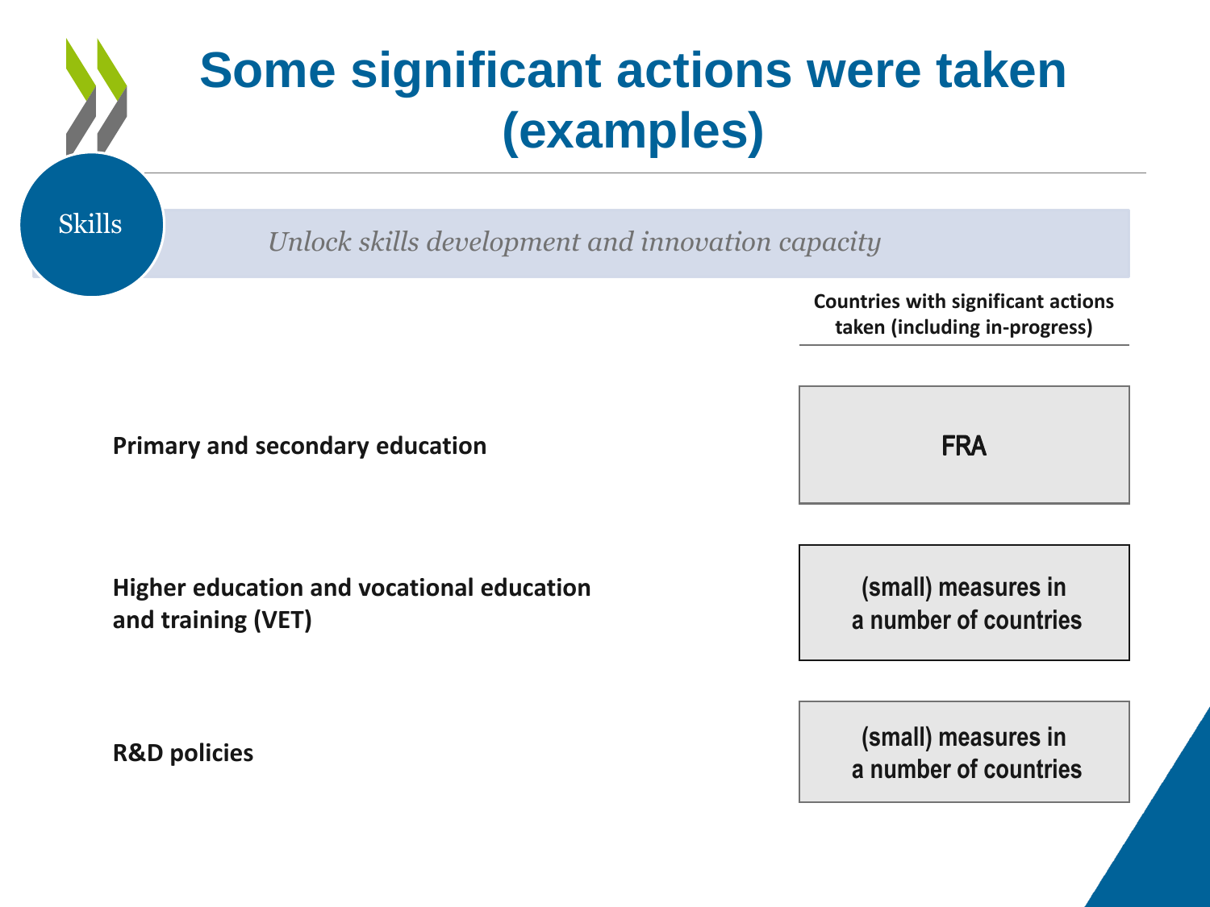# Some significant actions were taken (examples)

Skills

*Unlock skills development and innovation capacity*

| | Countries with significant actions taken (including in-progress) |
|---|---|
| **Primary and secondary education** | FRA |
| **Higher education and vocational education and training (VET)** | (small) measures in a number of countries |
| **R&D policies** | (small) measures in a number of countries |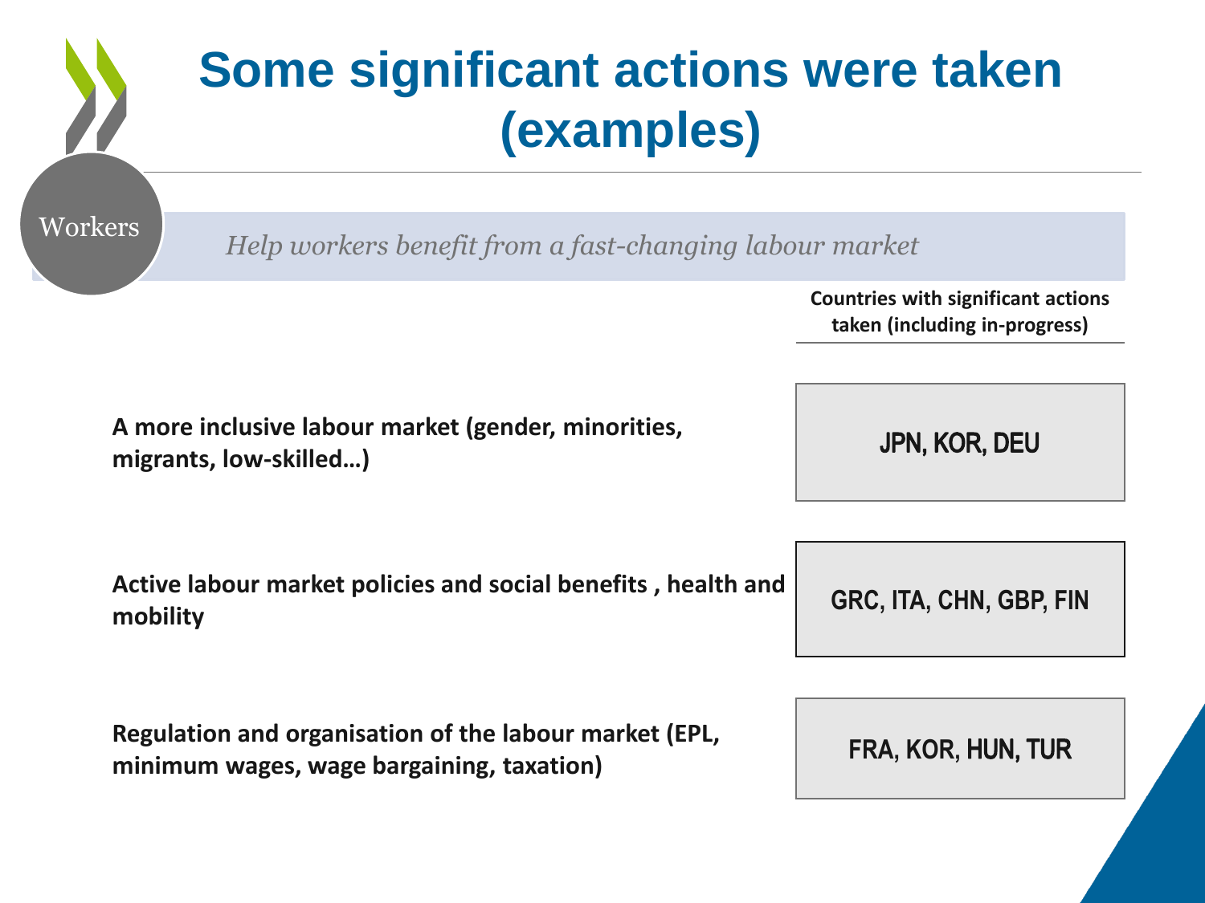# Some significant actions were taken (examples)

Workers

*Help workers benefit from a fast-changing labour market*

| | Countries with significant actions taken (including in-progress) |
| --- | --- |
| **A more inclusive labour market (gender, minorities, migrants, low-skilled…)** | JPN, KOR, DEU |
| **Active labour market policies and social benefits , health and mobility** | GRC, ITA, CHN, GBP, FIN |
| **Regulation and organisation of the labour market (EPL, minimum wages, wage bargaining, taxation)** | FRA, KOR, HUN, TUR |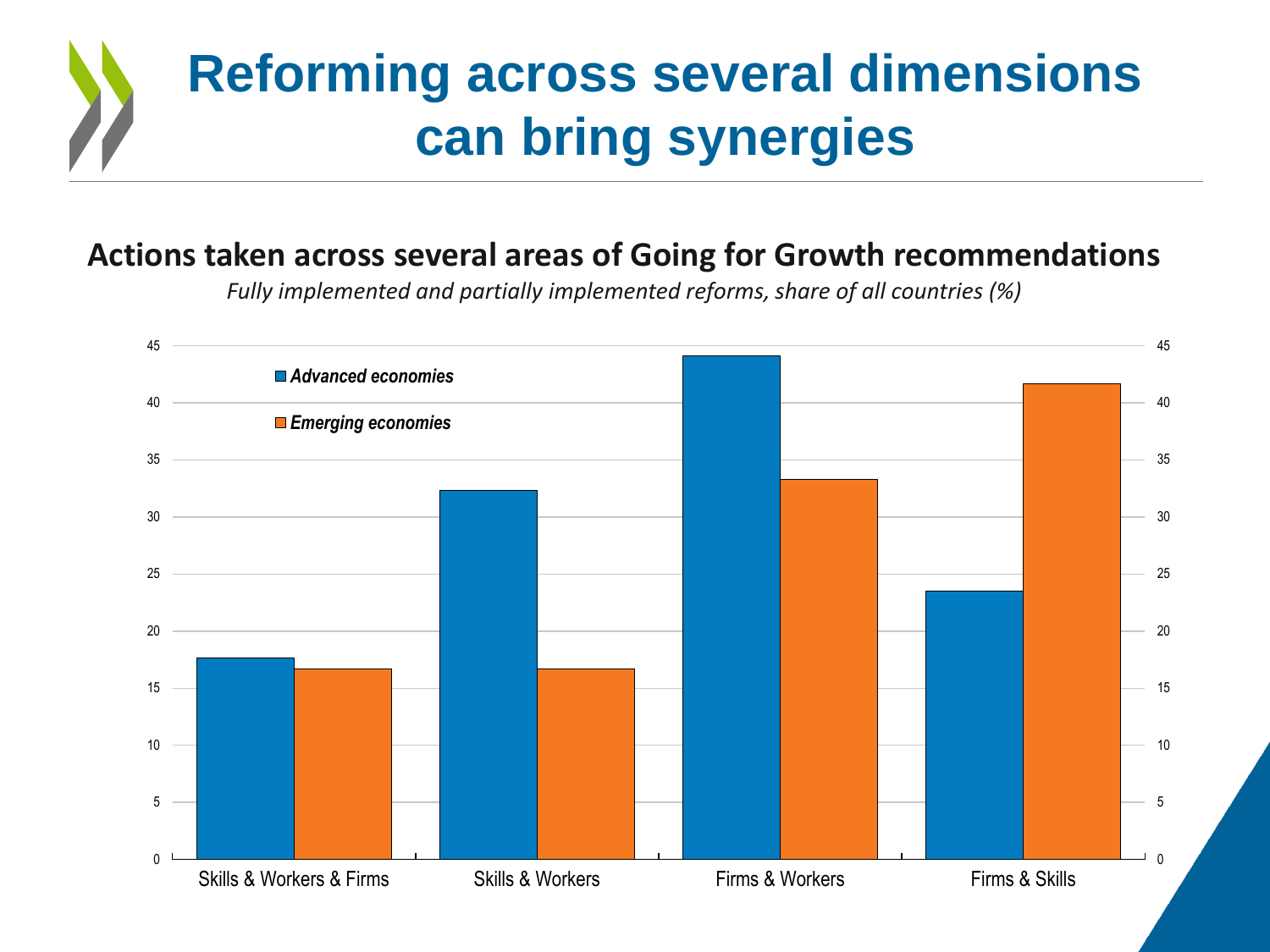# Reforming across several dimensions can bring synergies

## Actions taken across several areas of Going for Growth recommendations

*Fully implemented and partially implemented reforms, share of all countries (%)*

| | Advanced economies | Emerging economies |
|---|---|---|
| Skills & Workers & Firms | 17.6 | 16.7 |
| Skills & Workers | 32.4 | 16.7 |
| Firms & Workers | 44.1 | 33.3 |
| Firms & Skills | 23.5 | 41.7 |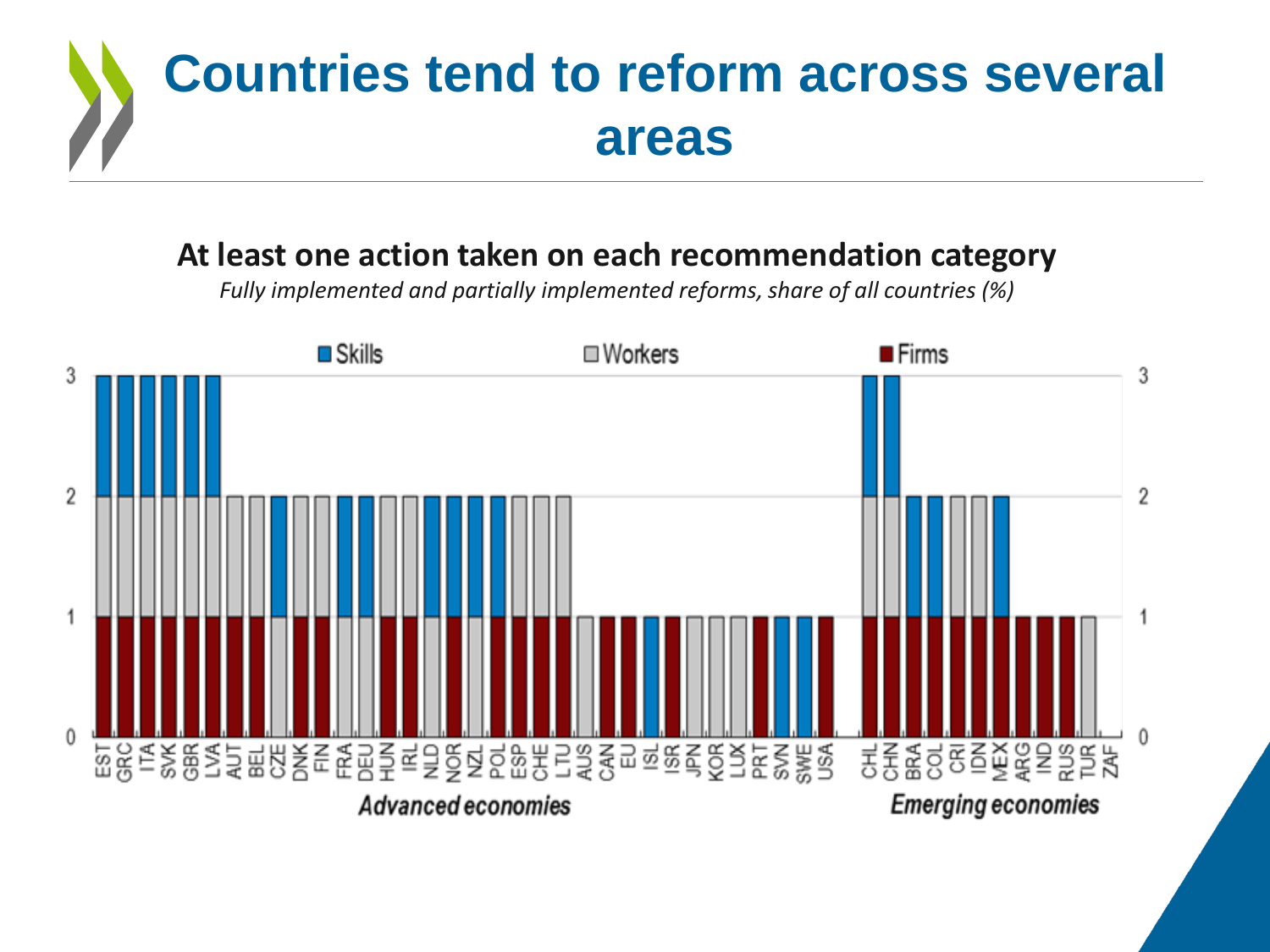# Countries tend to reform across several areas

**At least one action taken on each recommendation category**

*Fully implemented and partially implemented reforms, share of all countries (%)*

| Country | Firms | Workers | Skills | Total |
|---|---|---|---|---|
| **Advanced economies** | | | | |
| EST | 1 | 1 | 1 | 3 |
| GRC | 1 | 1 | 1 | 3 |
| ITA | 1 | 1 | 1 | 3 |
| SVK | 1 | 1 | 1 | 3 |
| GBR | 1 | 1 | 1 | 3 |
| LVA | 1 | 1 | 1 | 3 |
| AUT | 1 | 1 | | 2 |
| BEL | 1 | 1 | | 2 |
| CZE | | 1 | 1 | 2 |
| DNK | 1 | 1 | | 2 |
| FIN | 1 | 1 | | 2 |
| FRA | | 1 | 1 | 2 |
| DEU | | 1 | 1 | 2 |
| HUN | 1 | 1 | | 2 |
| IRL | 1 | 1 | | 2 |
| NLD | | 1 | 1 | 2 |
| NOR | 1 | | 1 | 2 |
| NZL | | 1 | 1 | 2 |
| POL | 1 | | 1 | 2 |
| ESP | 1 | 1 | | 2 |
| CHE | 1 | 1 | | 2 |
| LTU | 1 | 1 | | 2 |
| AUS | | 1 | | 1 |
| CAN | 1 | | | 1 |
| EU | 1 | | | 1 |
| ISL | | | 1 | 1 |
| ISR | 1 | | | 1 |
| JPN | | 1 | | 1 |
| KOR | | 1 | | 1 |
| LUX | | 1 | | 1 |
| PRT | 1 | | | 1 |
| SVN | | | 1 | 1 |
| SWE | | | 1 | 1 |
| USA | 1 | | | 1 |
| **Emerging economies** | | | | |
| CHL | 1 | 1 | 1 | 3 |
| CHN | 1 | 1 | 1 | 3 |
| BRA | 1 | | 1 | 2 |
| COL | 1 | | 1 | 2 |
| CRI | 1 | 1 | | 2 |
| IDN | 1 | 1 | | 2 |
| MEX | 1 | | 1 | 2 |
| ARG | 1 | | | 1 |
| IND | 1 | | | 1 |
| RUS | 1 | | | 1 |
| TUR | | 1 | | 1 |
| ZAF | | | | 0 |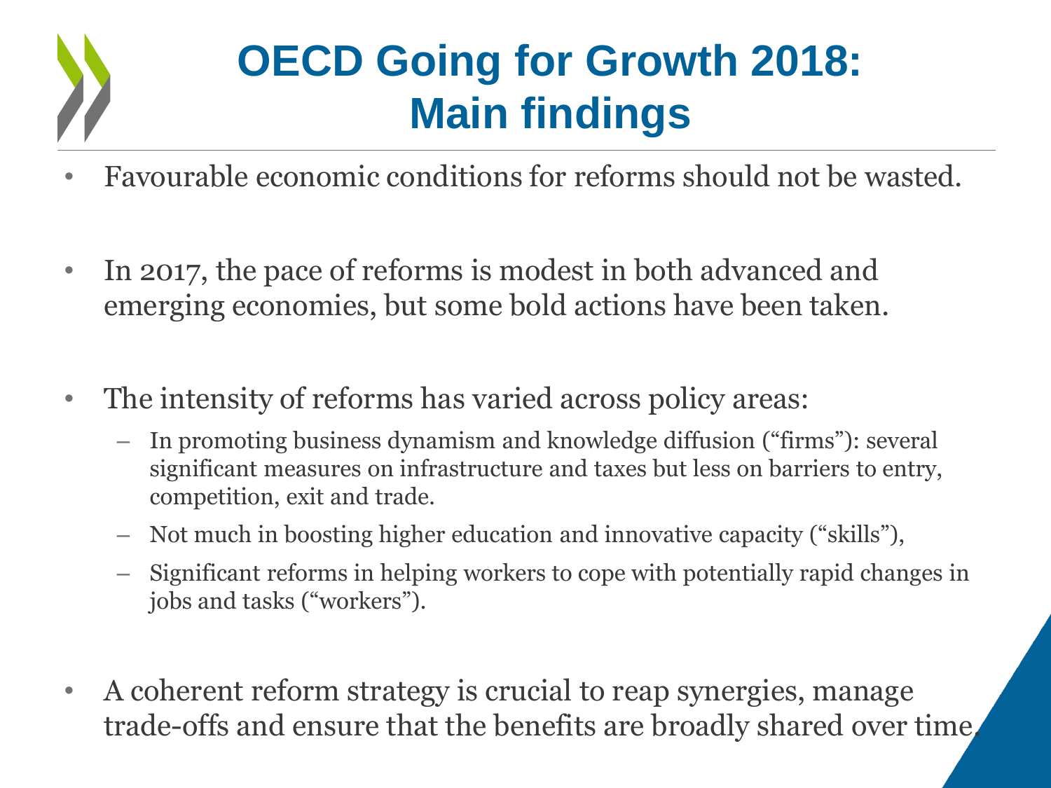# OECD Going for Growth 2018: Main findings

- Favourable economic conditions for reforms should not be wasted.
- In 2017, the pace of reforms is modest in both advanced and emerging economies, but some bold actions have been taken.
- The intensity of reforms has varied across policy areas:
  - In promoting business dynamism and knowledge diffusion ("firms"): several significant measures on infrastructure and taxes but less on barriers to entry, competition, exit and trade.
  - Not much in boosting higher education and innovative capacity ("skills"),
  - Significant reforms in helping workers to cope with potentially rapid changes in jobs and tasks ("workers").
- A coherent reform strategy is crucial to reap synergies, manage trade-offs and ensure that the benefits are broadly shared over time.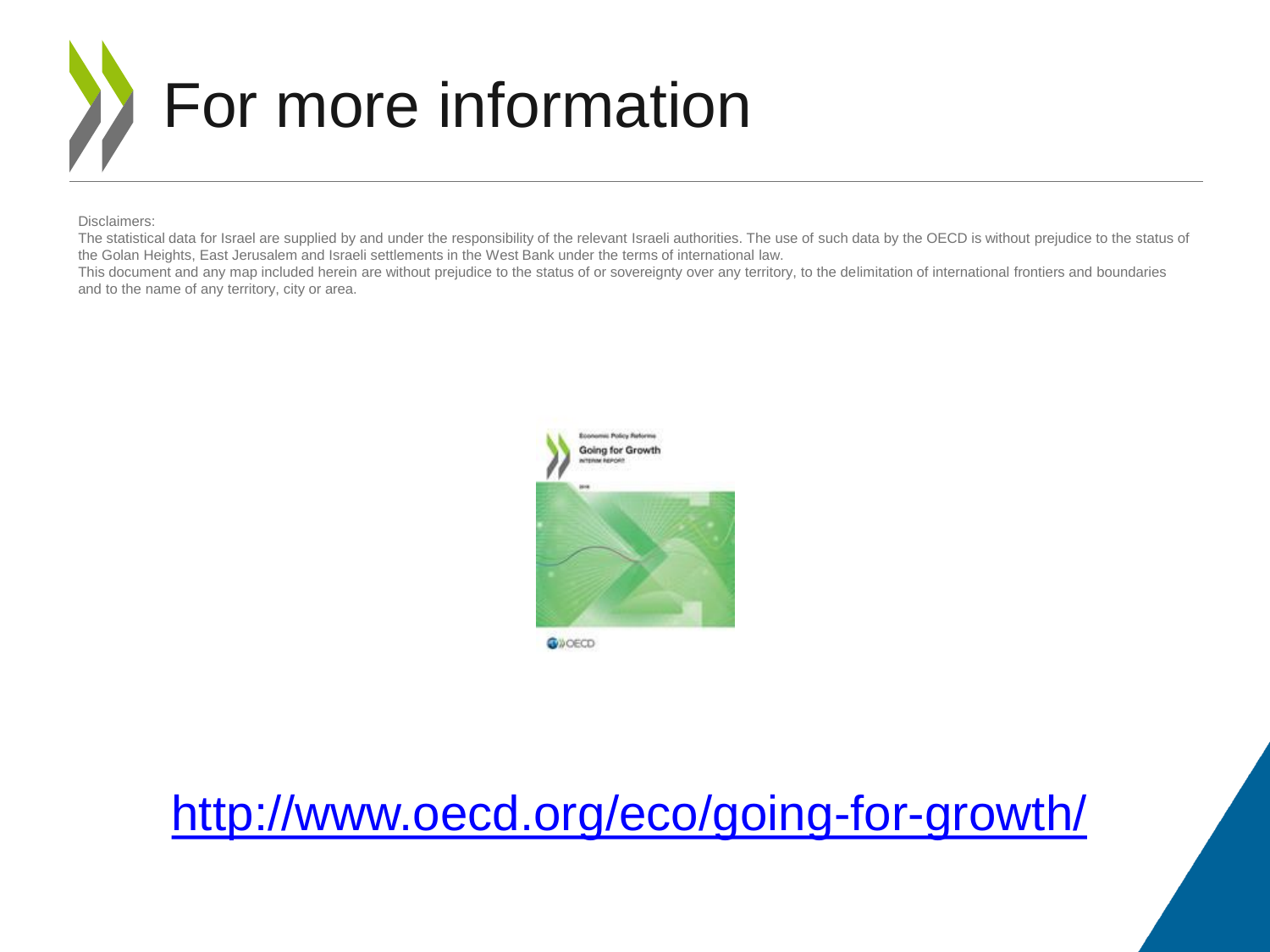# For more information

Disclaimers:

The statistical data for Israel are supplied by and under the responsibility of the relevant Israeli authorities. The use of such data by the OECD is without prejudice to the status of the Golan Heights, East Jerusalem and Israeli settlements in the West Bank under the terms of international law.

This document and any map included herein are without prejudice to the status of or sovereignty over any territory, to the delimitation of international frontiers and boundaries and to the name of any territory, city or area.

http://www.oecd.org/eco/going-for-growth/